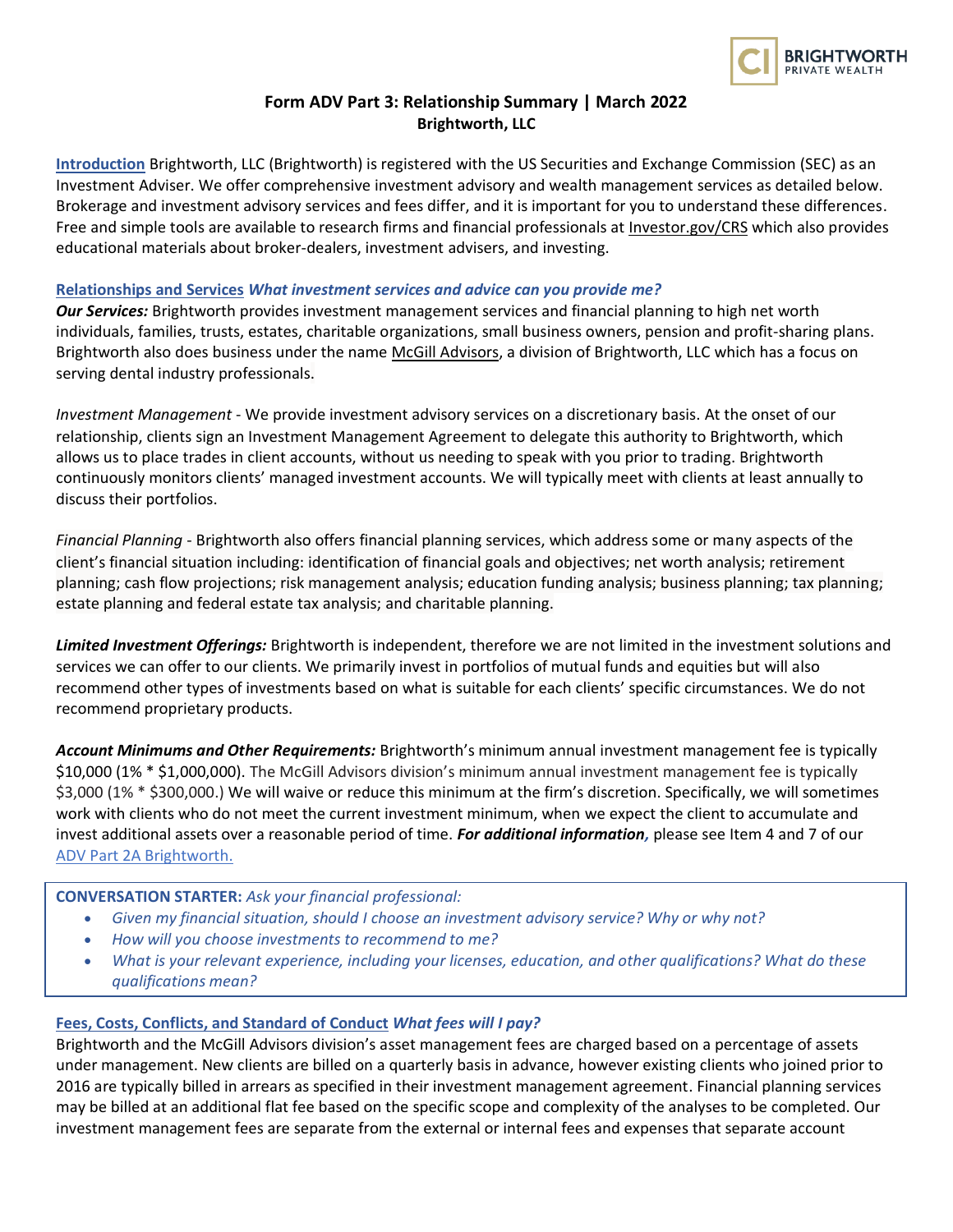# Form ADV Part 3: Relationship Summary | March 2022

**Brightworth, LLC**

**Introduction** Brightworth, LLC (Brightworth) is registered with the US Securities and Exchange Commission (SEC) as an Investment Adviser. We offer comprehensive investment advisory and wealth management services as detailed below. Brokerage and investment advisory services and fees differ, and it is important for you to understand these differences. Free and simple tools are available to research firms and financial professionals at Investor.gov/CRS which also provides educational materials about broker-dealers, investment advisers, and investing.

## Relationships and Services *What investment services and advice can you provide me?*

***Our Services:*** Brightworth provides investment management services and financial planning to high net worth individuals, families, trusts, estates, charitable organizations, small business owners, pension and profit-sharing plans. Brightworth also does business under the name McGill Advisors, a division of Brightworth, LLC which has a focus on serving dental industry professionals.

*Investment Management* - We provide investment advisory services on a discretionary basis. At the onset of our relationship, clients sign an Investment Management Agreement to delegate this authority to Brightworth, which allows us to place trades in client accounts, without us needing to speak with you prior to trading. Brightworth continuously monitors clients' managed investment accounts. We will typically meet with clients at least annually to discuss their portfolios.

*Financial Planning* - Brightworth also offers financial planning services, which address some or many aspects of the client's financial situation including: identification of financial goals and objectives; net worth analysis; retirement planning; cash flow projections; risk management analysis; education funding analysis; business planning; tax planning; estate planning and federal estate tax analysis; and charitable planning.

***Limited Investment Offerings:*** Brightworth is independent, therefore we are not limited in the investment solutions and services we can offer to our clients. We primarily invest in portfolios of mutual funds and equities but will also recommend other types of investments based on what is suitable for each clients' specific circumstances. We do not recommend proprietary products.

***Account Minimums and Other Requirements:*** Brightworth's minimum annual investment management fee is typically $10,000 (1% * $1,000,000). The McGill Advisors division's minimum annual investment management fee is typically $3,000 (1% * $300,000.) We will waive or reduce this minimum at the firm's discretion. Specifically, we will sometimes work with clients who do not meet the current investment minimum, when we expect the client to accumulate and invest additional assets over a reasonable period of time. ***For additional information,*** please see Item 4 and 7 of our ADV Part 2A Brightworth.

**CONVERSATION STARTER:** *Ask your financial professional:*

- *Given my financial situation, should I choose an investment advisory service? Why or why not?*
- *How will you choose investments to recommend to me?*
- *What is your relevant experience, including your licenses, education, and other qualifications? What do these qualifications mean?*

## Fees, Costs, Conflicts, and Standard of Conduct *What fees will I pay?*

Brightworth and the McGill Advisors division's asset management fees are charged based on a percentage of assets under management. New clients are billed on a quarterly basis in advance, however existing clients who joined prior to 2016 are typically billed in arrears as specified in their investment management agreement. Financial planning services may be billed at an additional flat fee based on the specific scope and complexity of the analyses to be completed. Our investment management fees are separate from the external or internal fees and expenses that separate account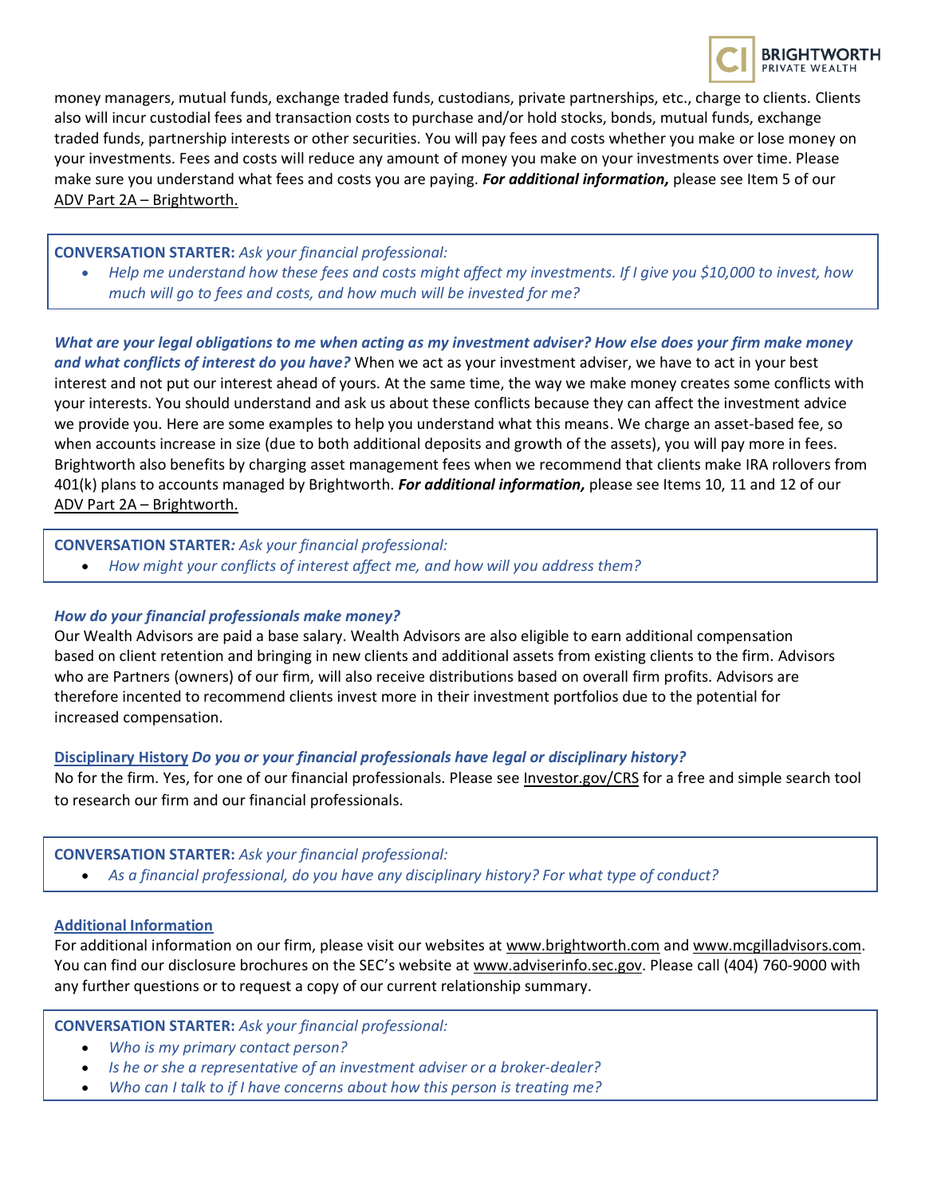money managers, mutual funds, exchange traded funds, custodians, private partnerships, etc., charge to clients. Clients also will incur custodial fees and transaction costs to purchase and/or hold stocks, bonds, mutual funds, exchange traded funds, partnership interests or other securities. You will pay fees and costs whether you make or lose money on your investments. Fees and costs will reduce any amount of money you make on your investments over time. Please make sure you understand what fees and costs you are paying. ***For additional information,*** please see Item 5 of our ADV Part 2A – Brightworth.

**CONVERSATION STARTER:** *Ask your financial professional:*

- *Help me understand how these fees and costs might affect my investments. If I give you $10,000 to invest, how much will go to fees and costs, and how much will be invested for me?*

***What are your legal obligations to me when acting as my investment adviser? How else does your firm make money and what conflicts of interest do you have?*** When we act as your investment adviser, we have to act in your best interest and not put our interest ahead of yours. At the same time, the way we make money creates some conflicts with your interests. You should understand and ask us about these conflicts because they can affect the investment advice we provide you. Here are some examples to help you understand what this means. We charge an asset-based fee, so when accounts increase in size (due to both additional deposits and growth of the assets), you will pay more in fees. Brightworth also benefits by charging asset management fees when we recommend that clients make IRA rollovers from 401(k) plans to accounts managed by Brightworth. ***For additional information,*** please see Items 10, 11 and 12 of our ADV Part 2A – Brightworth.

**CONVERSATION STARTER:** *Ask your financial professional:*

- *How might your conflicts of interest affect me, and how will you address them?*

***How do your financial professionals make money?***

Our Wealth Advisors are paid a base salary. Wealth Advisors are also eligible to earn additional compensation based on client retention and bringing in new clients and additional assets from existing clients to the firm. Advisors who are Partners (owners) of our firm, will also receive distributions based on overall firm profits. Advisors are therefore incented to recommend clients invest more in their investment portfolios due to the potential for increased compensation.

**Disciplinary History** ***Do you or your financial professionals have legal or disciplinary history?***

No for the firm. Yes, for one of our financial professionals. Please see Investor.gov/CRS for a free and simple search tool to research our firm and our financial professionals.

**CONVERSATION STARTER:** *Ask your financial professional:*

- *As a financial professional, do you have any disciplinary history? For what type of conduct?*

**Additional Information**

For additional information on our firm, please visit our websites at www.brightworth.com and www.mcgilladvisors.com. You can find our disclosure brochures on the SEC's website at www.adviserinfo.sec.gov. Please call (404) 760-9000 with any further questions or to request a copy of our current relationship summary.

**CONVERSATION STARTER:** *Ask your financial professional:*

- *Who is my primary contact person?*
- *Is he or she a representative of an investment adviser or a broker-dealer?*
- *Who can I talk to if I have concerns about how this person is treating me?*